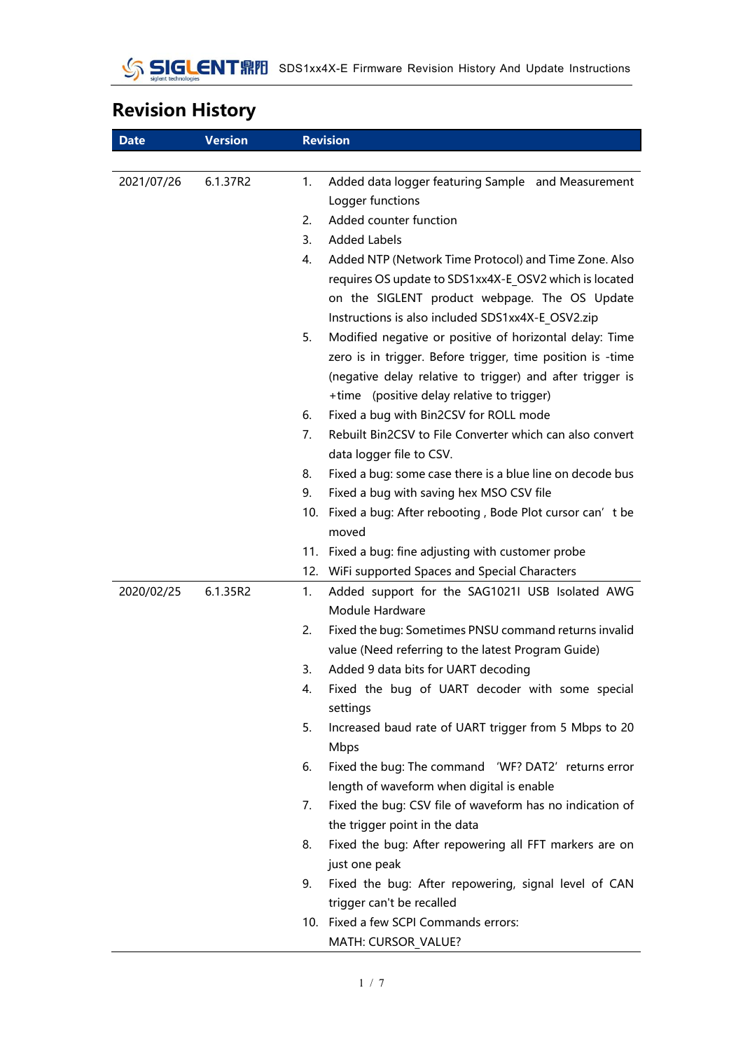# Revision History

| Date | Version | Revision |
|---|---|---|
| 2021/07/26 | 6.1.37R2 | 1. Added data logger featuring Sample and Measurement Logger functions<br>2. Added counter function<br>3. Added Labels<br>4. Added NTP (Network Time Protocol) and Time Zone. Also requires OS update to SDS1xx4X-E_OSV2 which is located on the SIGLENT product webpage. The OS Update Instructions is also included SDS1xx4X-E_OSV2.zip<br>5. Modified negative or positive of horizontal delay: Time zero is in trigger. Before trigger, time position is -time (negative delay relative to trigger) and after trigger is +time (positive delay relative to trigger)<br>6. Fixed a bug with Bin2CSV for ROLL mode<br>7. Rebuilt Bin2CSV to File Converter which can also convert data logger file to CSV.<br>8. Fixed a bug: some case there is a blue line on decode bus<br>9. Fixed a bug with saving hex MSO CSV file<br>10. Fixed a bug: After rebooting , Bode Plot cursor can' t be moved<br>11. Fixed a bug: fine adjusting with customer probe<br>12. WiFi supported Spaces and Special Characters |
| 2020/02/25 | 6.1.35R2 | 1. Added support for the SAG1021I USB Isolated AWG Module Hardware<br>2. Fixed the bug: Sometimes PNSU command returns invalid value (Need referring to the latest Program Guide)<br>3. Added 9 data bits for UART decoding<br>4. Fixed the bug of UART decoder with some special settings<br>5. Increased baud rate of UART trigger from 5 Mbps to 20 Mbps<br>6. Fixed the bug: The command 'WF? DAT2' returns error length of waveform when digital is enable<br>7. Fixed the bug: CSV file of waveform has no indication of the trigger point in the data<br>8. Fixed the bug: After repowering all FFT markers are on just one peak<br>9. Fixed the bug: After repowering, signal level of CAN trigger can't be recalled<br>10. Fixed a few SCPI Commands errors:<br>MATH: CURSOR_VALUE? |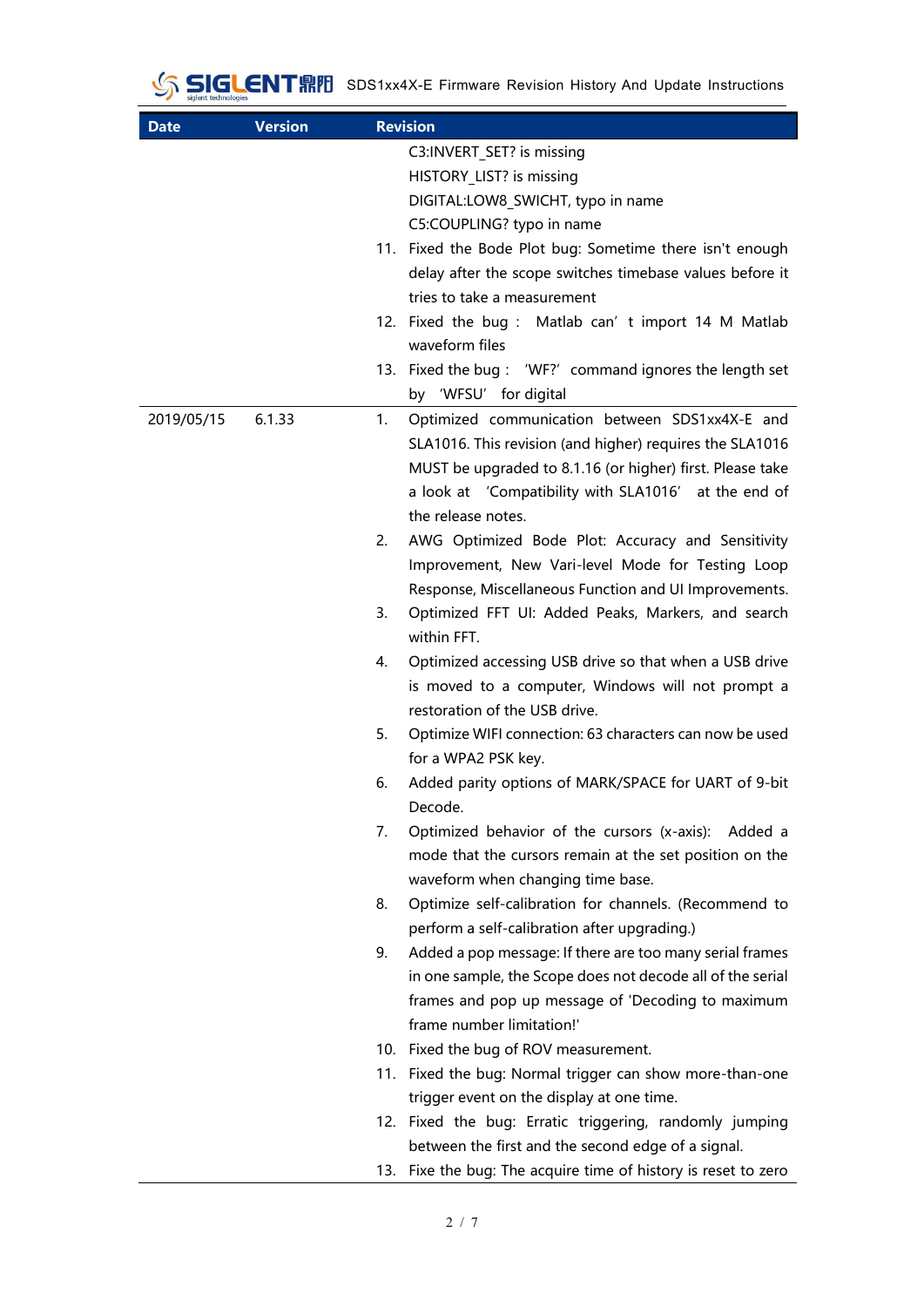| Date | Version | Revision |
| --- | --- | --- |
| | | C3:INVERT_SET? is missing<br>HISTORY_LIST? is missing<br>DIGITAL:LOW8_SWICHT, typo in name<br>C5:COUPLING? typo in name<br>11. Fixed the Bode Plot bug: Sometime there isn't enough delay after the scope switches timebase values before it tries to take a measurement<br>12. Fixed the bug： Matlab can’t import 14 M Matlab waveform files<br>13. Fixed the bug： ‘WF?’ command ignores the length set by ‘WFSU’ for digital |
| 2019/05/15 | 6.1.33 | 1. Optimized communication between SDS1xx4X-E and SLA1016. This revision (and higher) requires the SLA1016 MUST be upgraded to 8.1.16 (or higher) first. Please take a look at ‘Compatibility with SLA1016’ at the end of the release notes.<br>2. AWG Optimized Bode Plot: Accuracy and Sensitivity Improvement, New Vari-level Mode for Testing Loop Response, Miscellaneous Function and UI Improvements.<br>3. Optimized FFT UI: Added Peaks, Markers, and search within FFT.<br>4. Optimized accessing USB drive so that when a USB drive is moved to a computer, Windows will not prompt a restoration of the USB drive.<br>5. Optimize WIFI connection: 63 characters can now be used for a WPA2 PSK key.<br>6. Added parity options of MARK/SPACE for UART of 9-bit Decode.<br>7. Optimized behavior of the cursors (x-axis): Added a mode that the cursors remain at the set position on the waveform when changing time base.<br>8. Optimize self-calibration for channels. (Recommend to perform a self-calibration after upgrading.)<br>9. Added a pop message: If there are too many serial frames in one sample, the Scope does not decode all of the serial frames and pop up message of 'Decoding to maximum frame number limitation!'<br>10. Fixed the bug of ROV measurement.<br>11. Fixed the bug: Normal trigger can show more-than-one trigger event on the display at one time.<br>12. Fixed the bug: Erratic triggering, randomly jumping between the first and the second edge of a signal.<br>13. Fixe the bug: The acquire time of history is reset to zero |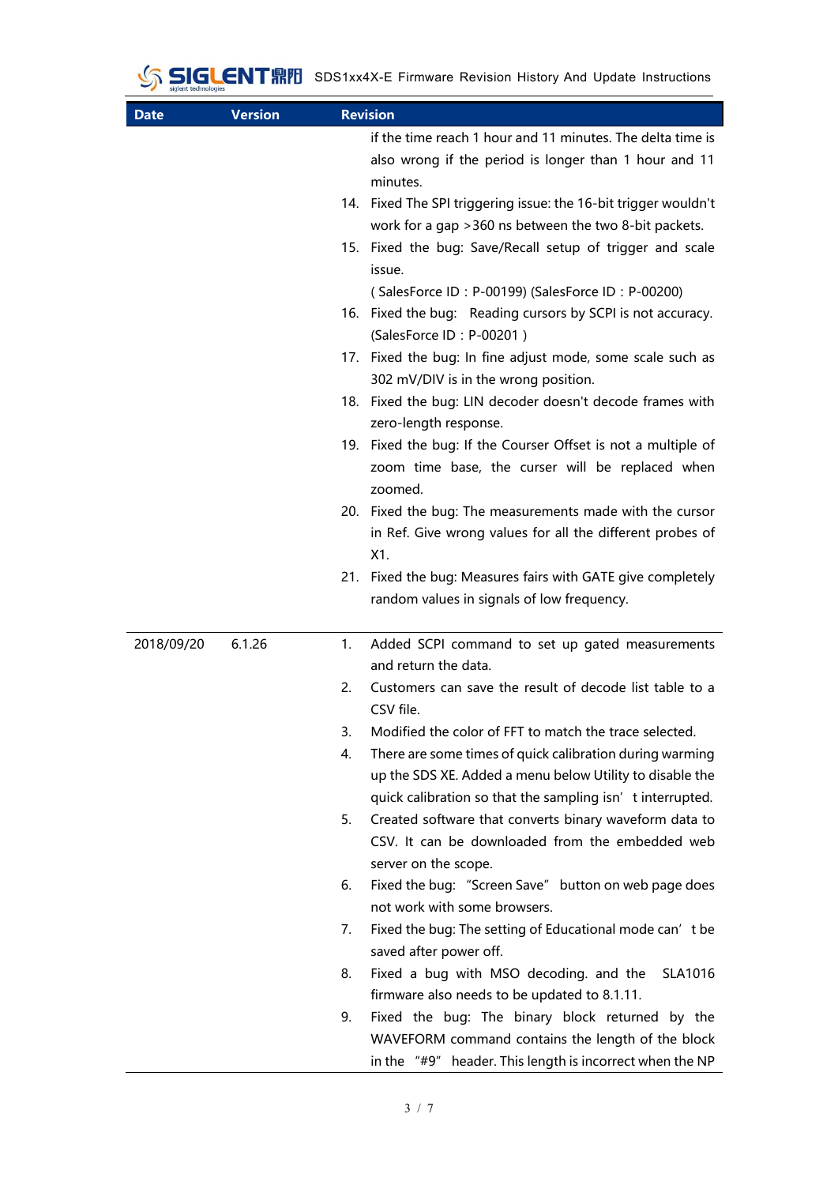| Date | Version | Revision |
|---|---|---|
| | | if the time reach 1 hour and 11 minutes. The delta time is also wrong if the period is longer than 1 hour and 11 minutes.<br>14. Fixed The SPI triggering issue: the 16-bit trigger wouldn't work for a gap >360 ns between the two 8-bit packets.<br>15. Fixed the bug: Save/Recall setup of trigger and scale issue. ( SalesForce ID：P-00199) (SalesForce ID：P-00200)<br>16. Fixed the bug: Reading cursors by SCPI is not accuracy. (SalesForce ID：P-00201 )<br>17. Fixed the bug: In fine adjust mode, some scale such as 302 mV/DIV is in the wrong position.<br>18. Fixed the bug: LIN decoder doesn't decode frames with zero-length response.<br>19. Fixed the bug: If the Courser Offset is not a multiple of zoom time base, the curser will be replaced when zoomed.<br>20. Fixed the bug: The measurements made with the cursor in Ref. Give wrong values for all the different probes of X1.<br>21. Fixed the bug: Measures fairs with GATE give completely random values in signals of low frequency. |
| 2018/09/20 | 6.1.26 | 1. Added SCPI command to set up gated measurements and return the data.<br>2. Customers can save the result of decode list table to a CSV file.<br>3. Modified the color of FFT to match the trace selected.<br>4. There are some times of quick calibration during warming up the SDS XE. Added a menu below Utility to disable the quick calibration so that the sampling isn't interrupted.<br>5. Created software that converts binary waveform data to CSV. It can be downloaded from the embedded web server on the scope.<br>6. Fixed the bug: "Screen Save" button on web page does not work with some browsers.<br>7. Fixed the bug: The setting of Educational mode can't be saved after power off.<br>8. Fixed a bug with MSO decoding. and the SLA1016 firmware also needs to be updated to 8.1.11.<br>9. Fixed the bug: The binary block returned by the WAVEFORM command contains the length of the block in the "#9" header. This length is incorrect when the NP |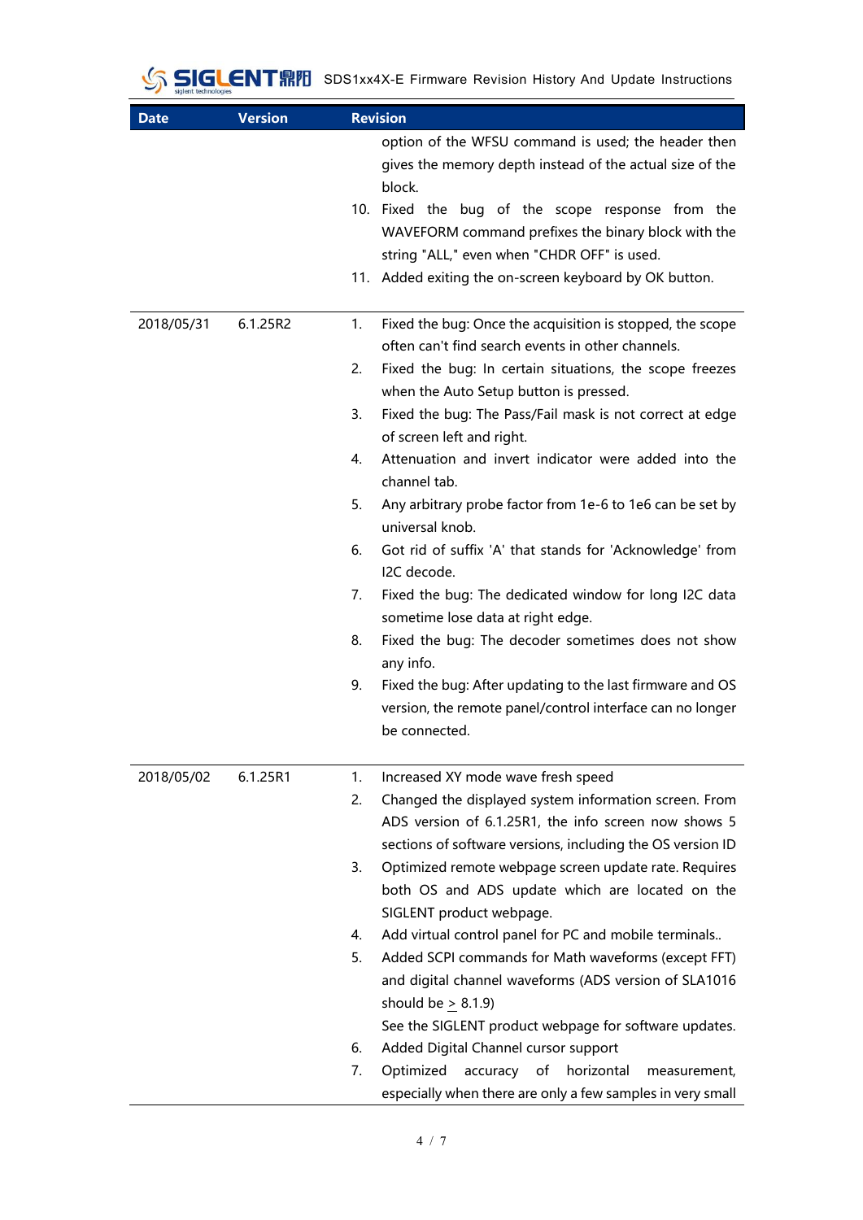| Date | Version | Revision |
| --- | --- | --- |
| | | option of the WFSU command is used; the header then gives the memory depth instead of the actual size of the block.<br>10. Fixed the bug of the scope response from the WAVEFORM command prefixes the binary block with the string "ALL," even when "CHDR OFF" is used.<br>11. Added exiting the on-screen keyboard by OK button. |
| 2018/05/31 | 6.1.25R2 | 1. Fixed the bug: Once the acquisition is stopped, the scope often can't find search events in other channels.<br>2. Fixed the bug: In certain situations, the scope freezes when the Auto Setup button is pressed.<br>3. Fixed the bug: The Pass/Fail mask is not correct at edge of screen left and right.<br>4. Attenuation and invert indicator were added into the channel tab.<br>5. Any arbitrary probe factor from 1e-6 to 1e6 can be set by universal knob.<br>6. Got rid of suffix 'A' that stands for 'Acknowledge' from I2C decode.<br>7. Fixed the bug: The dedicated window for long I2C data sometime lose data at right edge.<br>8. Fixed the bug: The decoder sometimes does not show any info.<br>9. Fixed the bug: After updating to the last firmware and OS version, the remote panel/control interface can no longer be connected. |
| 2018/05/02 | 6.1.25R1 | 1. Increased XY mode wave fresh speed<br>2. Changed the displayed system information screen. From ADS version of 6.1.25R1, the info screen now shows 5 sections of software versions, including the OS version ID<br>3. Optimized remote webpage screen update rate. Requires both OS and ADS update which are located on the SIGLENT product webpage.<br>4. Add virtual control panel for PC and mobile terminals..<br>5. Added SCPI commands for Math waveforms (except FFT) and digital channel waveforms (ADS version of SLA1016 should be ≥ 8.1.9)<br>See the SIGLENT product webpage for software updates.<br>6. Added Digital Channel cursor support<br>7. Optimized accuracy of horizontal measurement, especially when there are only a few samples in very small |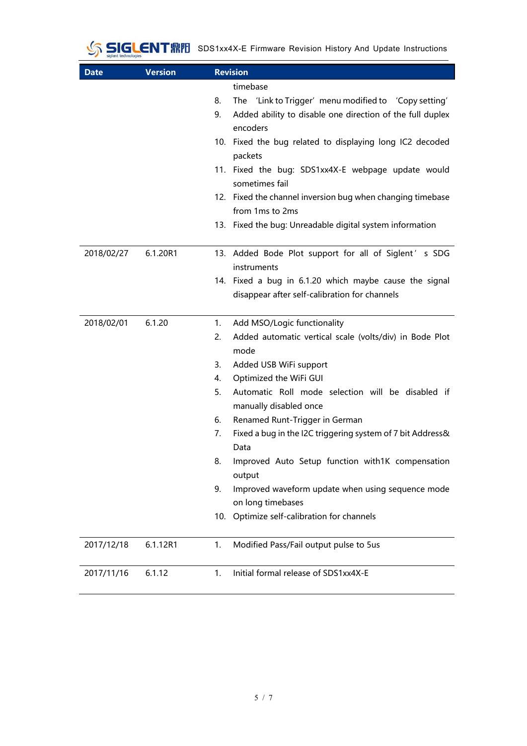| Date | Version | Revision |
|---|---|---|
| | | timebase<br>8. The 'Link to Trigger' menu modified to 'Copy setting'<br>9. Added ability to disable one direction of the full duplex encoders<br>10. Fixed the bug related to displaying long IC2 decoded packets<br>11. Fixed the bug: SDS1xx4X-E webpage update would sometimes fail<br>12. Fixed the channel inversion bug when changing timebase from 1ms to 2ms<br>13. Fixed the bug: Unreadable digital system information |
| 2018/02/27 | 6.1.20R1 | 13. Added Bode Plot support for all of Siglent's SDG instruments<br>14. Fixed a bug in 6.1.20 which maybe cause the signal disappear after self-calibration for channels |
| 2018/02/01 | 6.1.20 | 1. Add MSO/Logic functionality<br>2. Added automatic vertical scale (volts/div) in Bode Plot mode<br>3. Added USB WiFi support<br>4. Optimized the WiFi GUI<br>5. Automatic Roll mode selection will be disabled if manually disabled once<br>6. Renamed Runt-Trigger in German<br>7. Fixed a bug in the I2C triggering system of 7 bit Address& Data<br>8. Improved Auto Setup function with1K compensation output<br>9. Improved waveform update when using sequence mode on long timebases<br>10. Optimize self-calibration for channels |
| 2017/12/18 | 6.1.12R1 | 1. Modified Pass/Fail output pulse to 5us |
| 2017/11/16 | 6.1.12 | 1. Initial formal release of SDS1xx4X-E |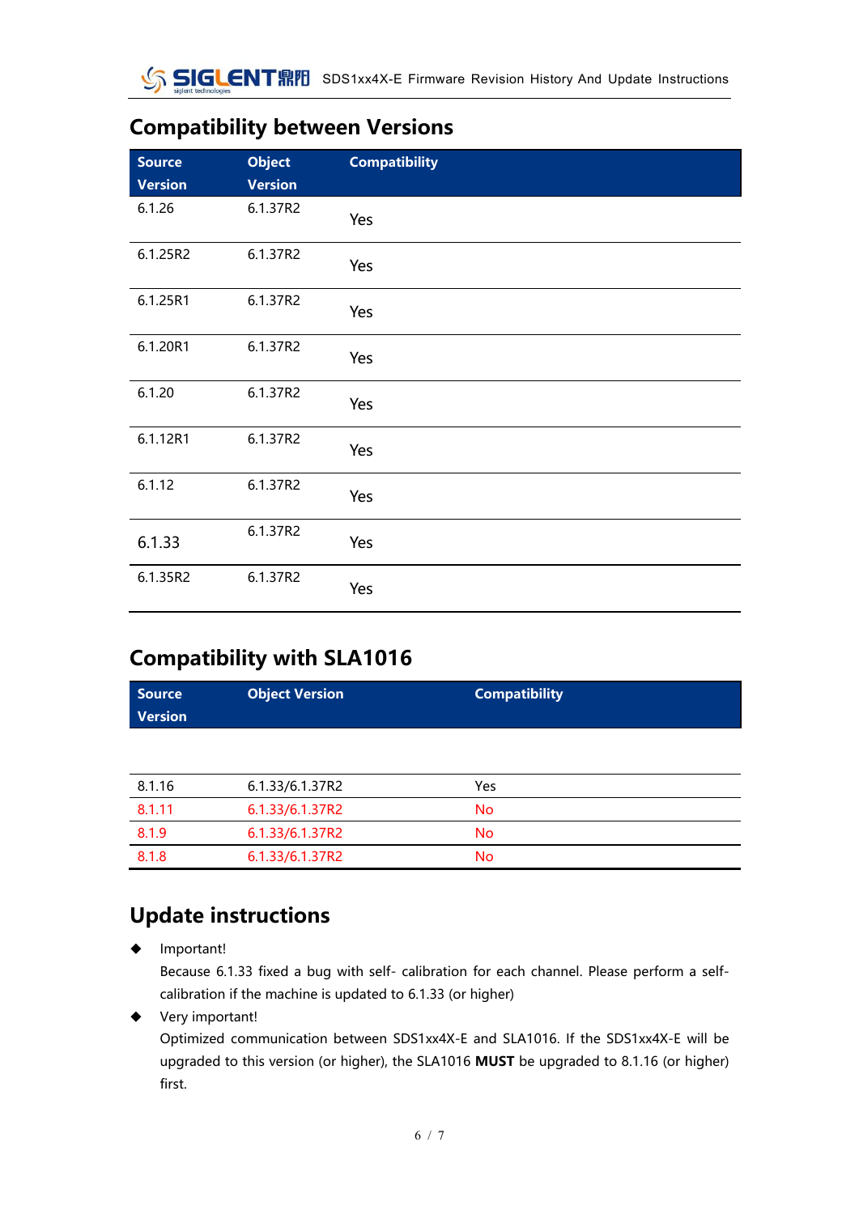## Compatibility between Versions

| Source Version | Object Version | Compatibility |
|---|---|---|
| 6.1.26 | 6.1.37R2 | Yes |
| 6.1.25R2 | 6.1.37R2 | Yes |
| 6.1.25R1 | 6.1.37R2 | Yes |
| 6.1.20R1 | 6.1.37R2 | Yes |
| 6.1.20 | 6.1.37R2 | Yes |
| 6.1.12R1 | 6.1.37R2 | Yes |
| 6.1.12 | 6.1.37R2 | Yes |
| 6.1.33 | 6.1.37R2 | Yes |
| 6.1.35R2 | 6.1.37R2 | Yes |

## Compatibility with SLA1016

| Source Version | Object Version | Compatibility |
|---|---|---|
| 8.1.16 | 6.1.33/6.1.37R2 | Yes |
| 8.1.11 | 6.1.33/6.1.37R2 | No |
| 8.1.9 | 6.1.33/6.1.37R2 | No |
| 8.1.8 | 6.1.33/6.1.37R2 | No |

## Update instructions

- Important!
  Because 6.1.33 fixed a bug with self- calibration for each channel. Please perform a self-calibration if the machine is updated to 6.1.33 (or higher)
- Very important!
  Optimized communication between SDS1xx4X-E and SLA1016. If the SDS1xx4X-E will be upgraded to this version (or higher), the SLA1016 **MUST** be upgraded to 8.1.16 (or higher) first.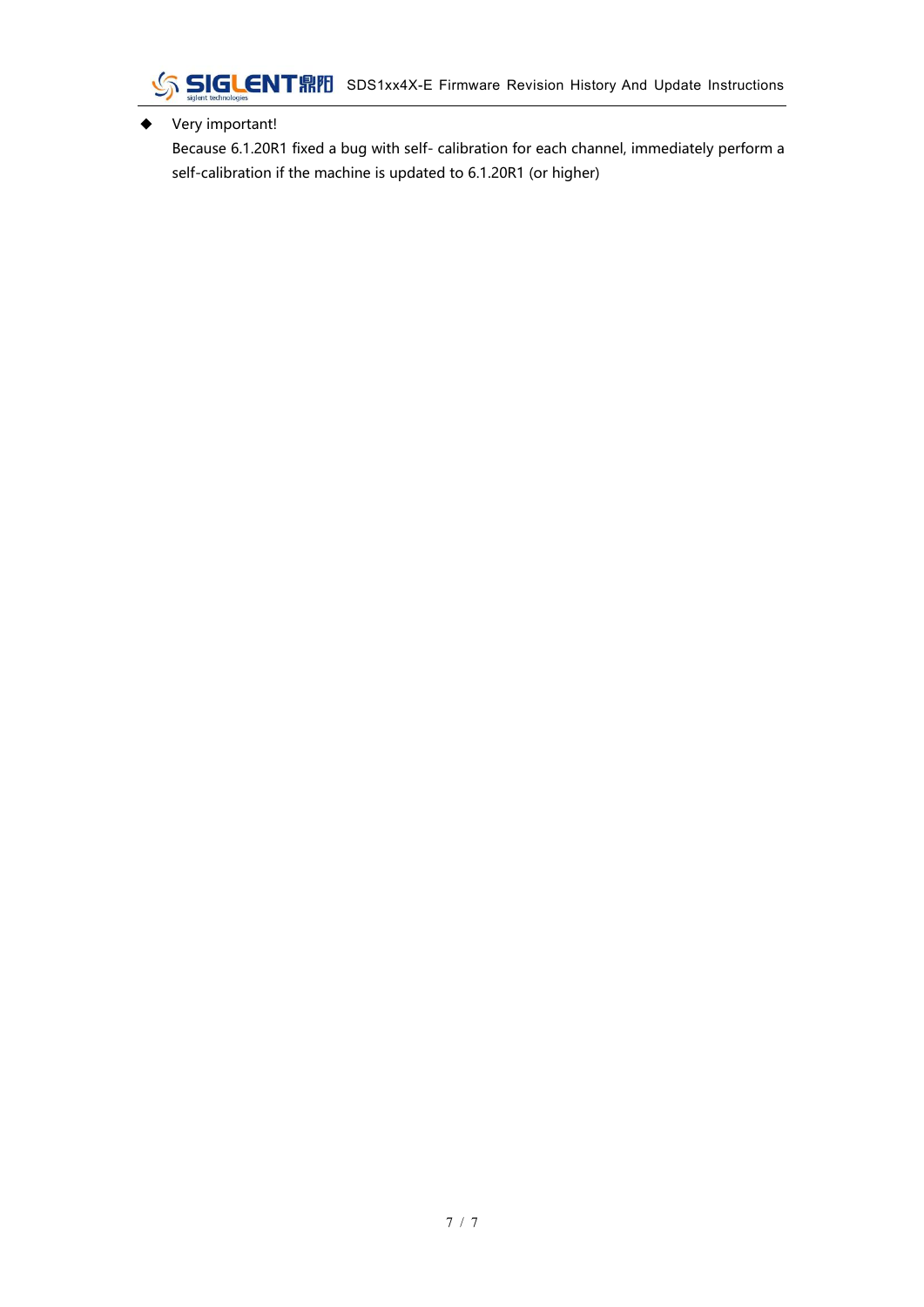- Very important!

  Because 6.1.20R1 fixed a bug with self- calibration for each channel, immediately perform a self-calibration if the machine is updated to 6.1.20R1 (or higher)